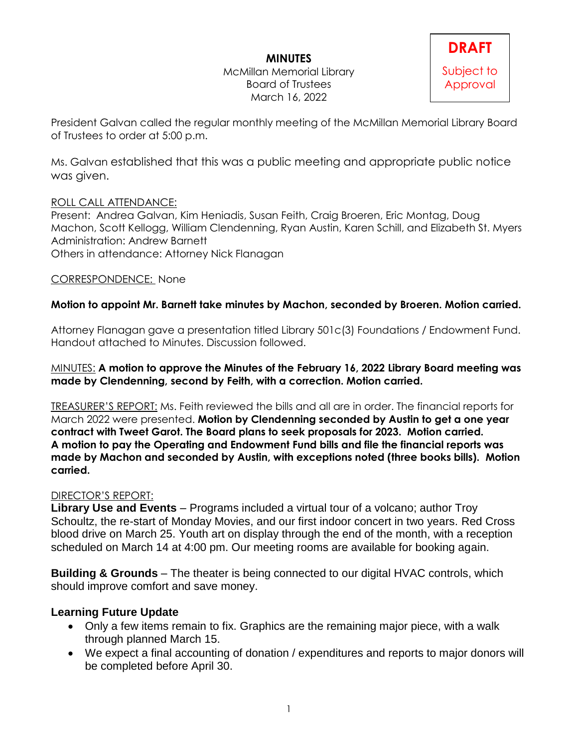# MINUTES

McMillan Memorial Library
Board of Trustees
March 16, 2022

**DRAFT**
Subject to Approval

President Galvan called the regular monthly meeting of the McMillan Memorial Library Board of Trustees to order at 5:00 p.m.

Ms. Galvan established that this was a public meeting and appropriate public notice was given.

ROLL CALL ATTENDANCE:
Present: Andrea Galvan, Kim Heniadis, Susan Feith, Craig Broeren, Eric Montag, Doug Machon, Scott Kellogg, William Clendenning, Ryan Austin, Karen Schill, and Elizabeth St. Myers
Administration: Andrew Barnett
Others in attendance: Attorney Nick Flanagan

CORRESPONDENCE: None

**Motion to appoint Mr. Barnett take minutes by Machon, seconded by Broeren. Motion carried.**

Attorney Flanagan gave a presentation titled Library 501c(3) Foundations / Endowment Fund. Handout attached to Minutes. Discussion followed.

MINUTES: **A motion to approve the Minutes of the February 16, 2022 Library Board meeting was made by Clendenning, second by Feith, with a correction. Motion carried.**

TREASURER'S REPORT: Ms. Feith reviewed the bills and all are in order. The financial reports for March 2022 were presented. **Motion by Clendenning seconded by Austin to get a one year contract with Tweet Garot. The Board plans to seek proposals for 2023. Motion carried.**
**A motion to pay the Operating and Endowment Fund bills and file the financial reports was made by Machon and seconded by Austin, with exceptions noted (three books bills). Motion carried.**

DIRECTOR'S REPORT:
**Library Use and Events** – Programs included a virtual tour of a volcano; author Troy Schoultz, the re-start of Monday Movies, and our first indoor concert in two years. Red Cross blood drive on March 25. Youth art on display through the end of the month, with a reception scheduled on March 14 at 4:00 pm. Our meeting rooms are available for booking again.

**Building & Grounds** – The theater is being connected to our digital HVAC controls, which should improve comfort and save money.

**Learning Future Update**

- Only a few items remain to fix. Graphics are the remaining major piece, with a walk through planned March 15.
- We expect a final accounting of donation / expenditures and reports to major donors will be completed before April 30.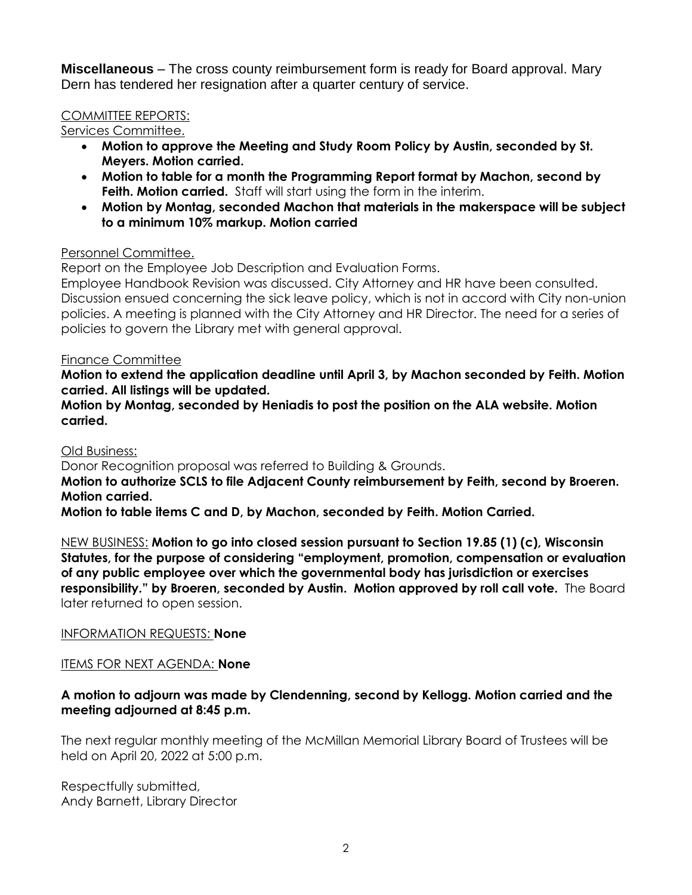**Miscellaneous** – The cross county reimbursement form is ready for Board approval. Mary Dern has tendered her resignation after a quarter century of service.

COMMITTEE REPORTS:

Services Committee.

- **Motion to approve the Meeting and Study Room Policy by Austin, seconded by St. Meyers. Motion carried.**
- **Motion to table for a month the Programming Report format by Machon, second by Feith. Motion carried.** Staff will start using the form in the interim.
- **Motion by Montag, seconded Machon that materials in the makerspace will be subject to a minimum 10% markup. Motion carried**

Personnel Committee.

Report on the Employee Job Description and Evaluation Forms.

Employee Handbook Revision was discussed. City Attorney and HR have been consulted. Discussion ensued concerning the sick leave policy, which is not in accord with City non-union policies. A meeting is planned with the City Attorney and HR Director. The need for a series of policies to govern the Library met with general approval.

Finance Committee

**Motion to extend the application deadline until April 3, by Machon seconded by Feith. Motion carried. All listings will be updated.**

**Motion by Montag, seconded by Heniadis to post the position on the ALA website. Motion carried.**

Old Business:

Donor Recognition proposal was referred to Building & Grounds.

**Motion to authorize SCLS to file Adjacent County reimbursement by Feith, second by Broeren. Motion carried.**

**Motion to table items C and D, by Machon, seconded by Feith. Motion Carried.**

NEW BUSINESS: **Motion to go into closed session pursuant to Section 19.85 (1) (c), Wisconsin Statutes, for the purpose of considering "employment, promotion, compensation or evaluation of any public employee over which the governmental body has jurisdiction or exercises responsibility." by Broeren, seconded by Austin. Motion approved by roll call vote.** The Board later returned to open session.

INFORMATION REQUESTS: **None**

ITEMS FOR NEXT AGENDA: **None**

**A motion to adjourn was made by Clendenning, second by Kellogg. Motion carried and the meeting adjourned at 8:45 p.m.**

The next regular monthly meeting of the McMillan Memorial Library Board of Trustees will be held on April 20, 2022 at 5:00 p.m.

Respectfully submitted,
Andy Barnett, Library Director